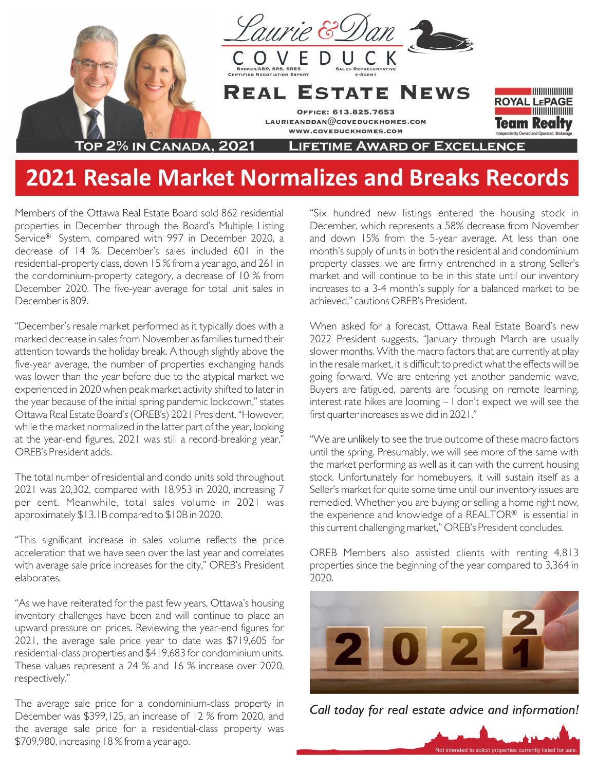Laurie & Dan

COVEDUCK

Broker/ABR, SRS, SRES
Certified Negotiation Expert

Sales Representative
e-Agent

# Real Estate News

Office: 613.825.7653
laurieanddan@coveduckhomes.com
www.coveduckhomes.com

ROYAL LEPAGE Team Realty
Independently Owned and Operated, Brokerage

**Top 2% in Canada, 2021** | **Lifetime Award of Excellence**

# 2021 Resale Market Normalizes and Breaks Records

Members of the Ottawa Real Estate Board sold 862 residential properties in December through the Board's Multiple Listing Service® System, compared with 997 in December 2020, a decrease of 14 %. December's sales included 601 in the residential-property class, down 15 % from a year ago, and 261 in the condominium-property category, a decrease of 10 % from December 2020. The five-year average for total unit sales in December is 809.

"December's resale market performed as it typically does with a marked decrease in sales from November as families turned their attention towards the holiday break. Although slightly above the five-year average, the number of properties exchanging hands was lower than the year before due to the atypical market we experienced in 2020 when peak market activity shifted to later in the year because of the initial spring pandemic lockdown," states Ottawa Real Estate Board's (OREB's) 2021 President. "However, while the market normalized in the latter part of the year, looking at the year-end figures, 2021 was still a record-breaking year," OREB's President adds.

The total number of residential and condo units sold throughout 2021 was 20,302, compared with 18,953 in 2020, increasing 7 per cent. Meanwhile, total sales volume in 2021 was approximately $13.1B compared to $10B in 2020.

"This significant increase in sales volume reflects the price acceleration that we have seen over the last year and correlates with average sale price increases for the city," OREB's President elaborates.

"As we have reiterated for the past few years, Ottawa's housing inventory challenges have been and will continue to place an upward pressure on prices. Reviewing the year-end figures for 2021, the average sale price year to date was $719,605 for residential-class properties and $419,683 for condominium units. These values represent a 24 % and 16 % increase over 2020, respectively."

The average sale price for a condominium-class property in December was $399,125, an increase of 12 % from 2020, and the average sale price for a residential-class property was $709,980, increasing 18 % from a year ago.

"Six hundred new listings entered the housing stock in December, which represents a 58% decrease from November and down 15% from the 5-year average. At less than one month's supply of units in both the residential and condominium property classes, we are firmly entrenched in a strong Seller's market and will continue to be in this state until our inventory increases to a 3-4 month's supply for a balanced market to be achieved," cautions OREB's President.

When asked for a forecast, Ottawa Real Estate Board's new 2022 President suggests, "January through March are usually slower months. With the macro factors that are currently at play in the resale market, it is difficult to predict what the effects will be going forward. We are entering yet another pandemic wave, Buyers are fatigued, parents are focusing on remote learning, interest rate hikes are looming – I don't expect we will see the first quarter increases as we did in 2021."

"We are unlikely to see the true outcome of these macro factors until the spring. Presumably, we will see more of the same with the market performing as well as it can with the current housing stock. Unfortunately for homebuyers, it will sustain itself as a Seller's market for quite some time until our inventory issues are remedied. Whether you are buying or selling a home right now, the experience and knowledge of a REALTOR® is essential in this current challenging market," OREB's President concludes.

OREB Members also assisted clients with renting 4,813 properties since the beginning of the year compared to 3,364 in 2020.

*Call today for real estate advice and information!*

Not intended to solicit properties currently listed for sale.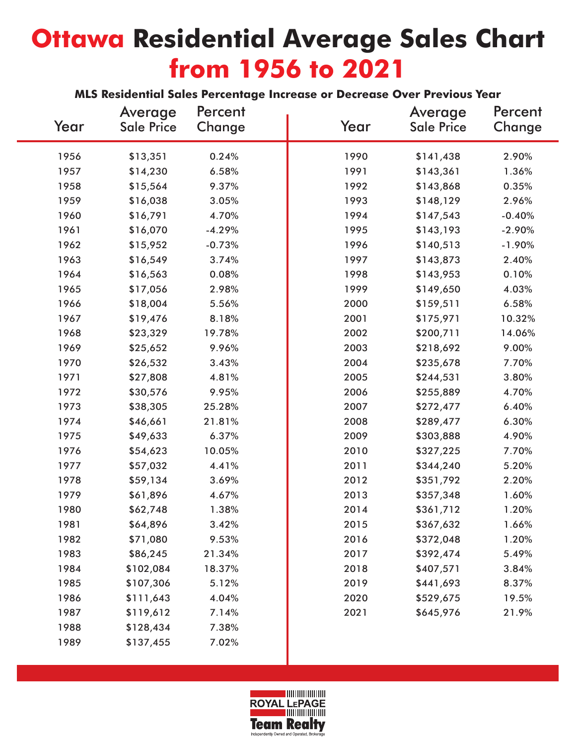# Ottawa Residential Average Sales Chart from 1956 to 2021

**MLS Residential Sales Percentage Increase or Decrease Over Previous Year**

| Year | Average Sale Price | Percent Change |
|---|---|---|
| 1956 | $13,351 | 0.24% |
| 1957 | $14,230 | 6.58% |
| 1958 | $15,564 | 9.37% |
| 1959 | $16,038 | 3.05% |
| 1960 | $16,791 | 4.70% |
| 1961 | $16,070 | -4.29% |
| 1962 | $15,952 | -0.73% |
| 1963 | $16,549 | 3.74% |
| 1964 | $16,563 | 0.08% |
| 1965 | $17,056 | 2.98% |
| 1966 | $18,004 | 5.56% |
| 1967 | $19,476 | 8.18% |
| 1968 | $23,329 | 19.78% |
| 1969 | $25,652 | 9.96% |
| 1970 | $26,532 | 3.43% |
| 1971 | $27,808 | 4.81% |
| 1972 | $30,576 | 9.95% |
| 1973 | $38,305 | 25.28% |
| 1974 | $46,661 | 21.81% |
| 1975 | $49,633 | 6.37% |
| 1976 | $54,623 | 10.05% |
| 1977 | $57,032 | 4.41% |
| 1978 | $59,134 | 3.69% |
| 1979 | $61,896 | 4.67% |
| 1980 | $62,748 | 1.38% |
| 1981 | $64,896 | 3.42% |
| 1982 | $71,080 | 9.53% |
| 1983 | $86,245 | 21.34% |
| 1984 | $102,084 | 18.37% |
| 1985 | $107,306 | 5.12% |
| 1986 | $111,643 | 4.04% |
| 1987 | $119,612 | 7.14% |
| 1988 | $128,434 | 7.38% |
| 1989 | $137,455 | 7.02% |
| 1990 | $141,438 | 2.90% |
| 1991 | $143,361 | 1.36% |
| 1992 | $143,868 | 0.35% |
| 1993 | $148,129 | 2.96% |
| 1994 | $147,543 | -0.40% |
| 1995 | $143,193 | -2.90% |
| 1996 | $140,513 | -1.90% |
| 1997 | $143,873 | 2.40% |
| 1998 | $143,953 | 0.10% |
| 1999 | $149,650 | 4.03% |
| 2000 | $159,511 | 6.58% |
| 2001 | $175,971 | 10.32% |
| 2002 | $200,711 | 14.06% |
| 2003 | $218,692 | 9.00% |
| 2004 | $235,678 | 7.70% |
| 2005 | $244,531 | 3.80% |
| 2006 | $255,889 | 4.70% |
| 2007 | $272,477 | 6.40% |
| 2008 | $289,477 | 6.30% |
| 2009 | $303,888 | 4.90% |
| 2010 | $327,225 | 7.70% |
| 2011 | $344,240 | 5.20% |
| 2012 | $351,792 | 2.20% |
| 2013 | $357,348 | 1.60% |
| 2014 | $361,712 | 1.20% |
| 2015 | $367,632 | 1.66% |
| 2016 | $372,048 | 1.20% |
| 2017 | $392,474 | 5.49% |
| 2018 | $407,571 | 3.84% |
| 2019 | $441,693 | 8.37% |
| 2020 | $529,675 | 19.5% |
| 2021 | $645,976 | 21.9% |

ROYAL LEPAGE
Team Realty
Independently Owned and Operated, Brokerage